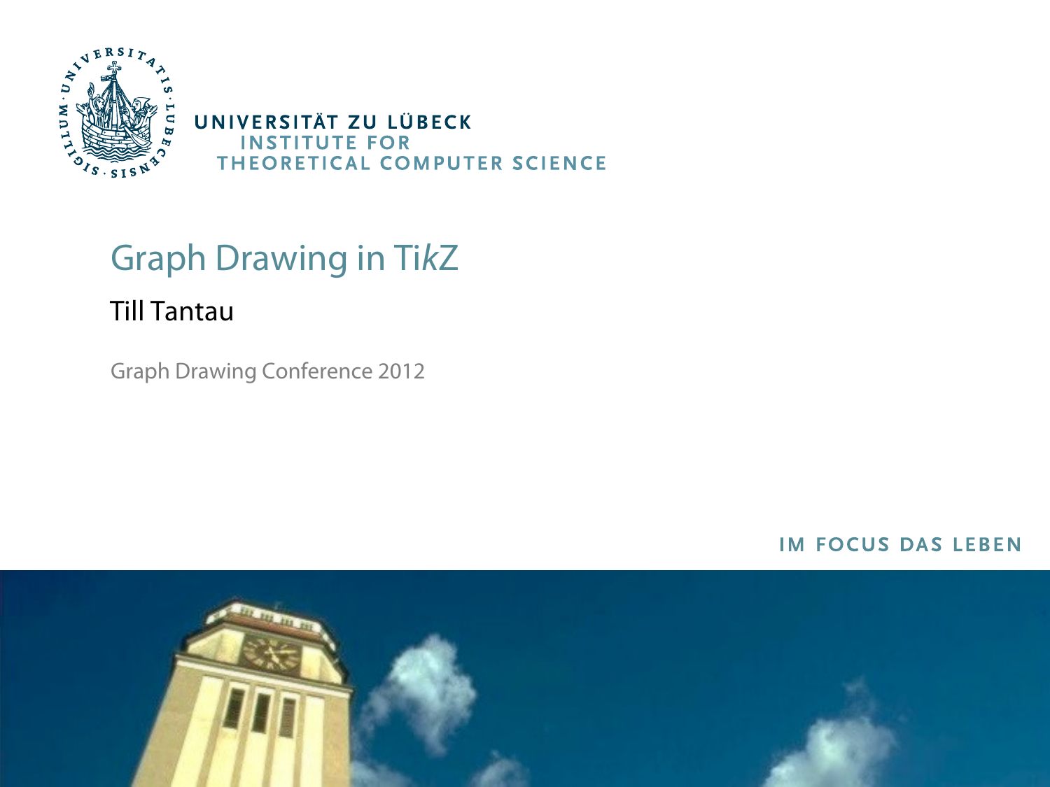UNIVERSITÄT ZU LÜBECK
INSTITUTE FOR
THEORETICAL COMPUTER SCIENCE

# Graph Drawing in Ti*k*Z

Till Tantau

Graph Drawing Conference 2012

IM FOCUS DAS LEBEN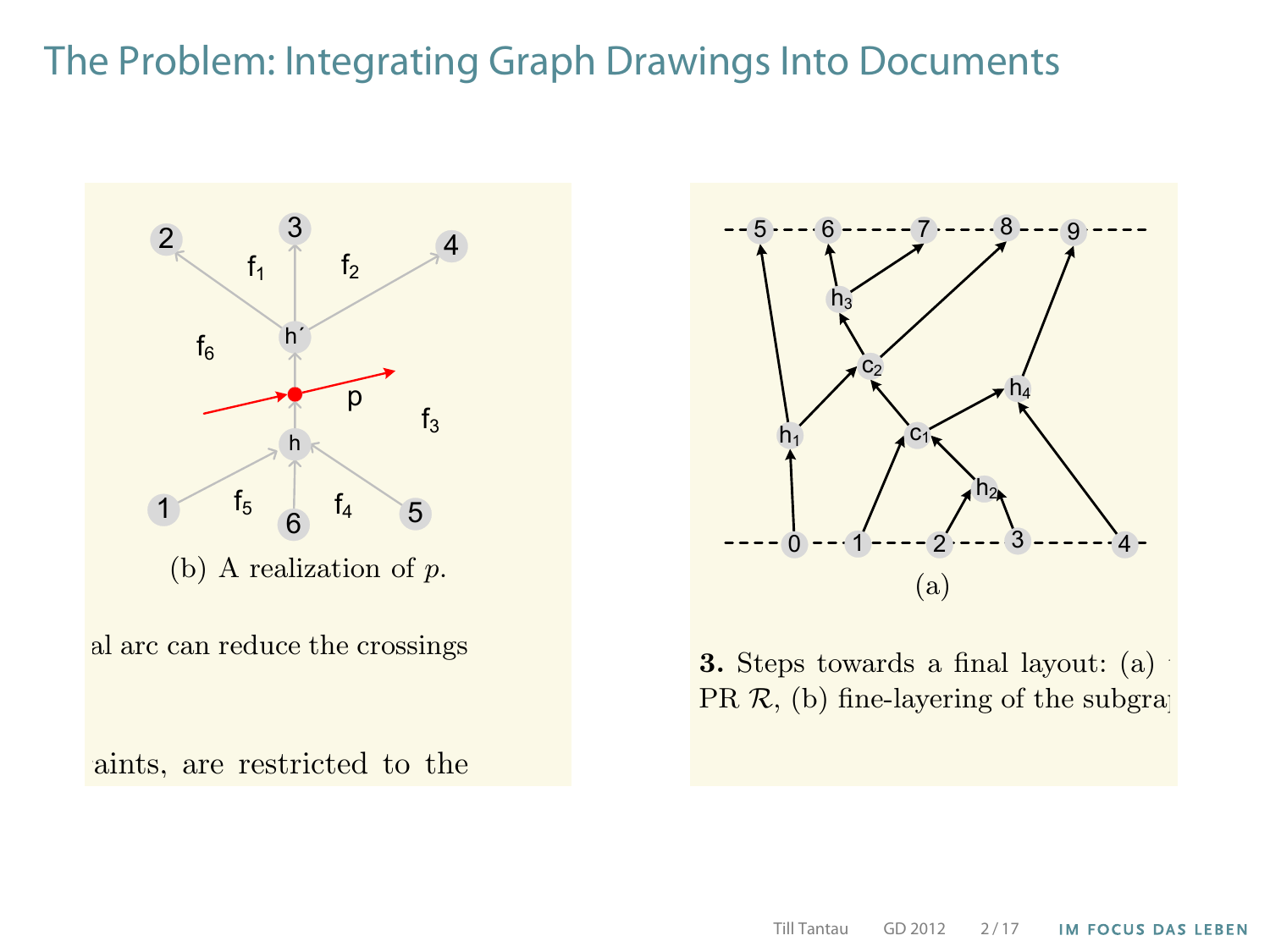# The Problem: Integrating Graph Drawings Into Documents

(b) A realization of $p$.

al arc can reduce the crossings

aints, are restricted to the

(a)

**3.** Steps towards a final layout: (a)
PR $\mathcal{R}$, (b) fine-layering of the subgra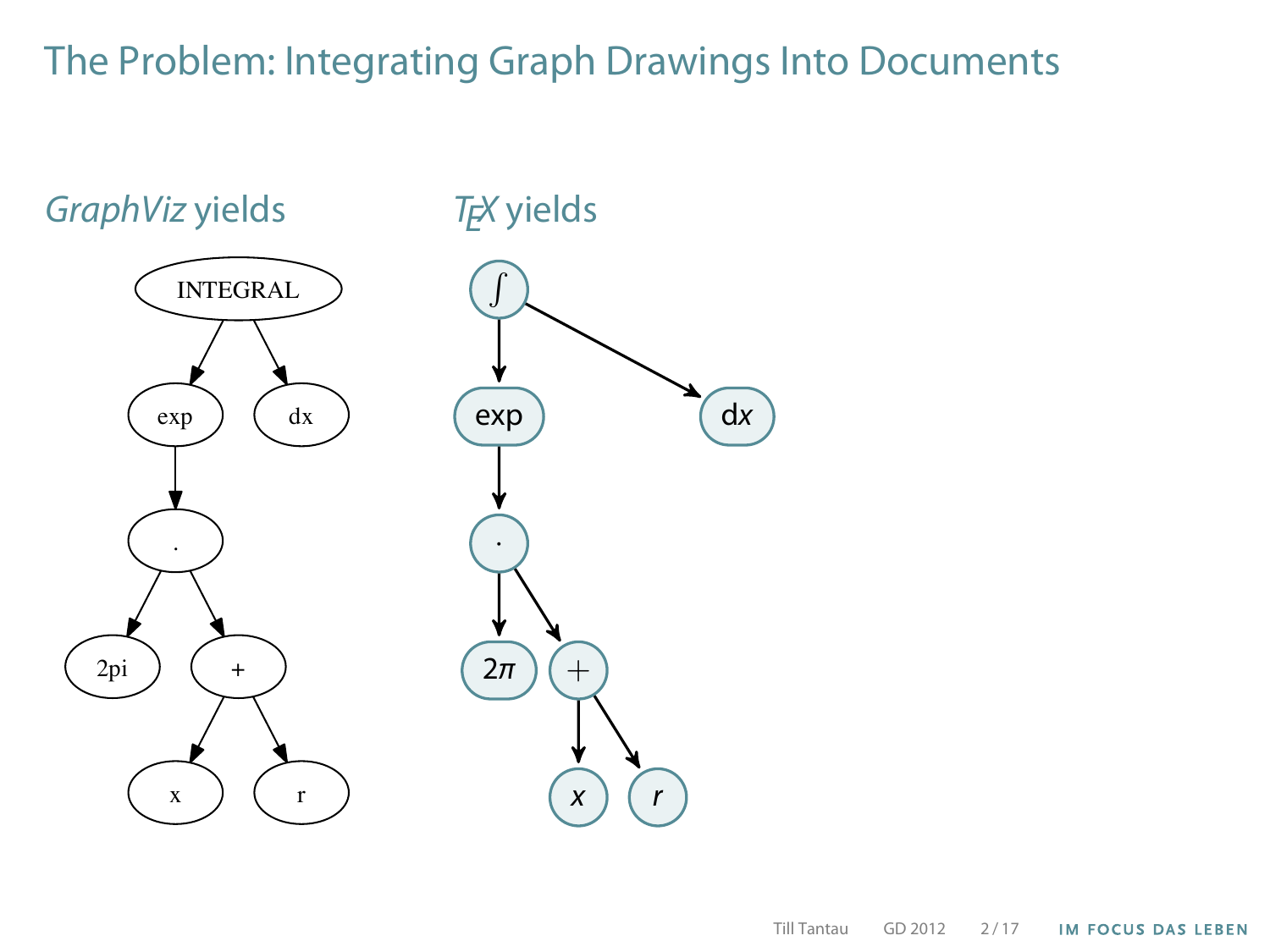# The Problem: Integrating Graph Drawings Into Documents

*GraphViz* yields

TEX yields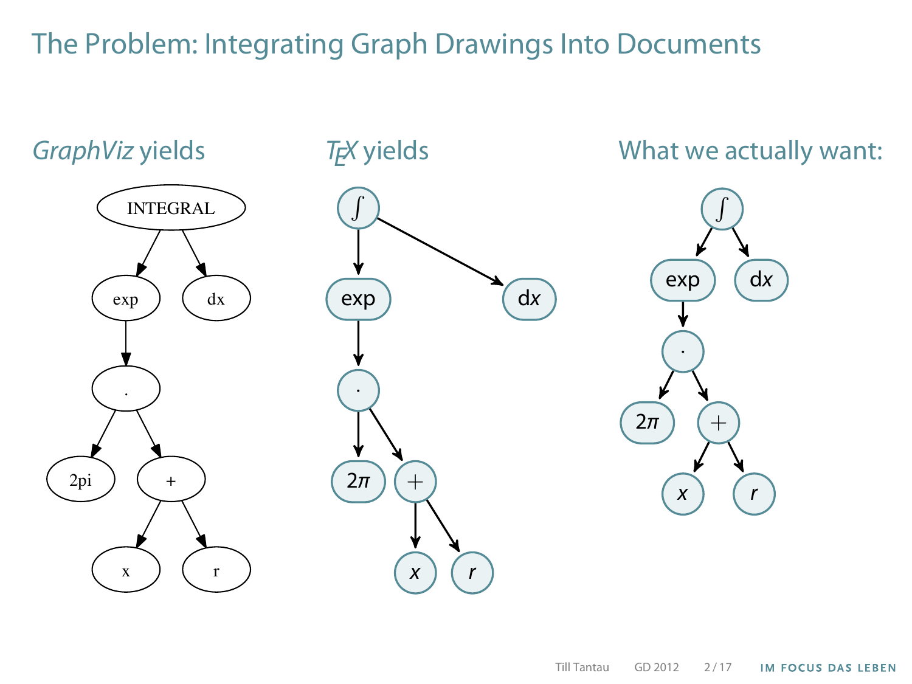# The Problem: Integrating Graph Drawings Into Documents

*GraphViz* yields

$\TeX$ yields

What we actually want: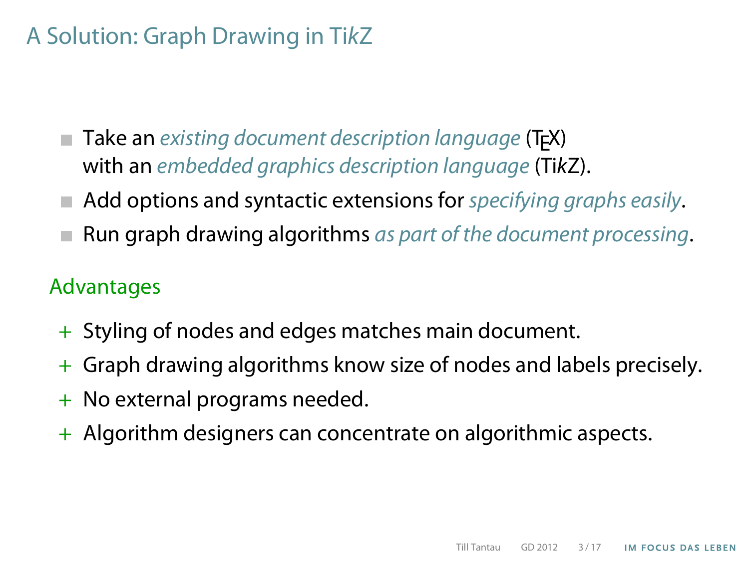# A Solution: Graph Drawing in Ti*k*Z

- Take an *existing document description language* (TEX) with an *embedded graphics description language* (Ti*k*Z).
- Add options and syntactic extensions for *specifying graphs easily*.
- Run graph drawing algorithms *as part of the document processing*.

## Advantages

+ Styling of nodes and edges matches main document.
+ Graph drawing algorithms know size of nodes and labels precisely.
+ No external programs needed.
+ Algorithm designers can concentrate on algorithmic aspects.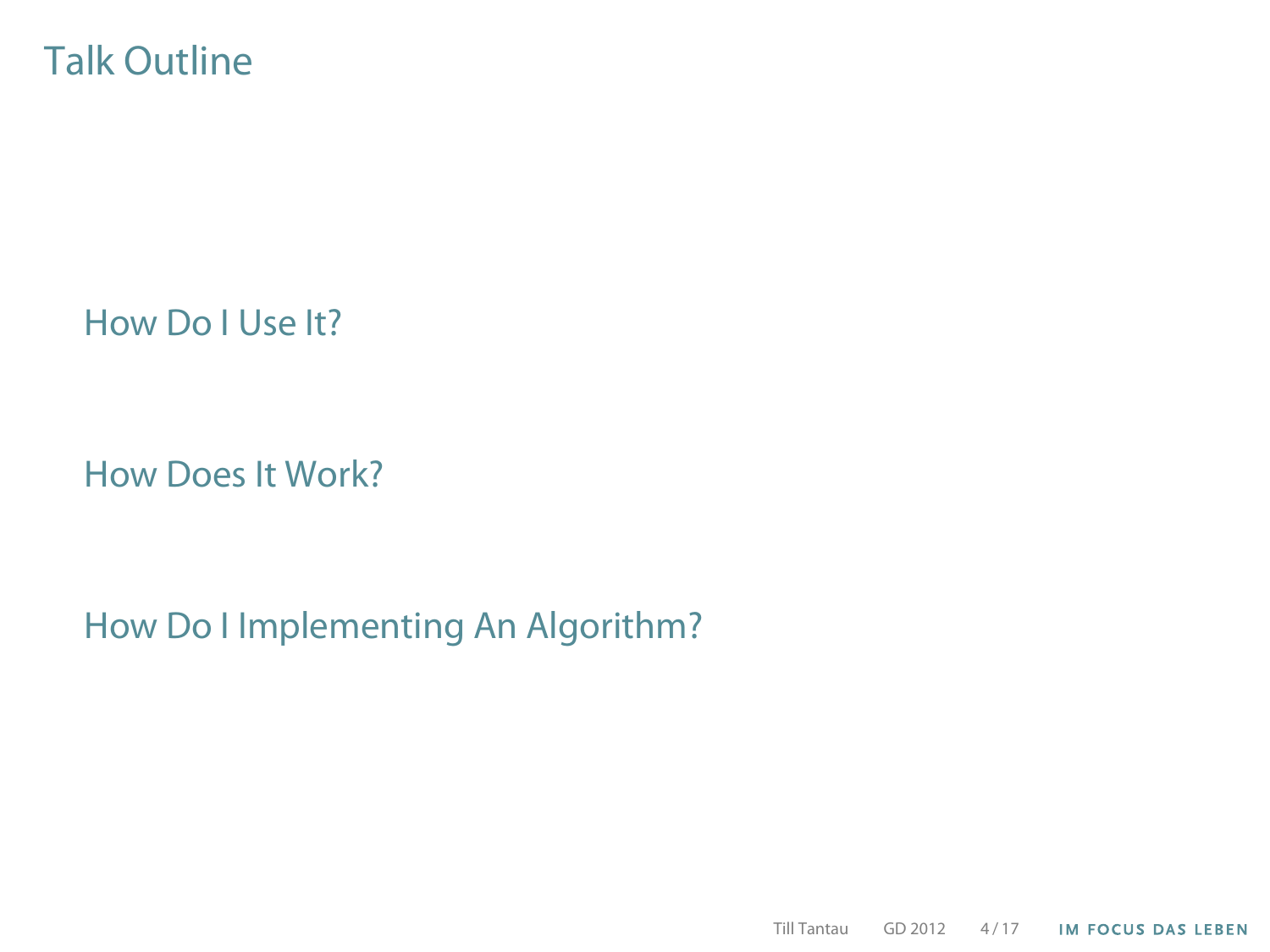# Talk Outline

How Do I Use It?

How Does It Work?

How Do I Implementing An Algorithm?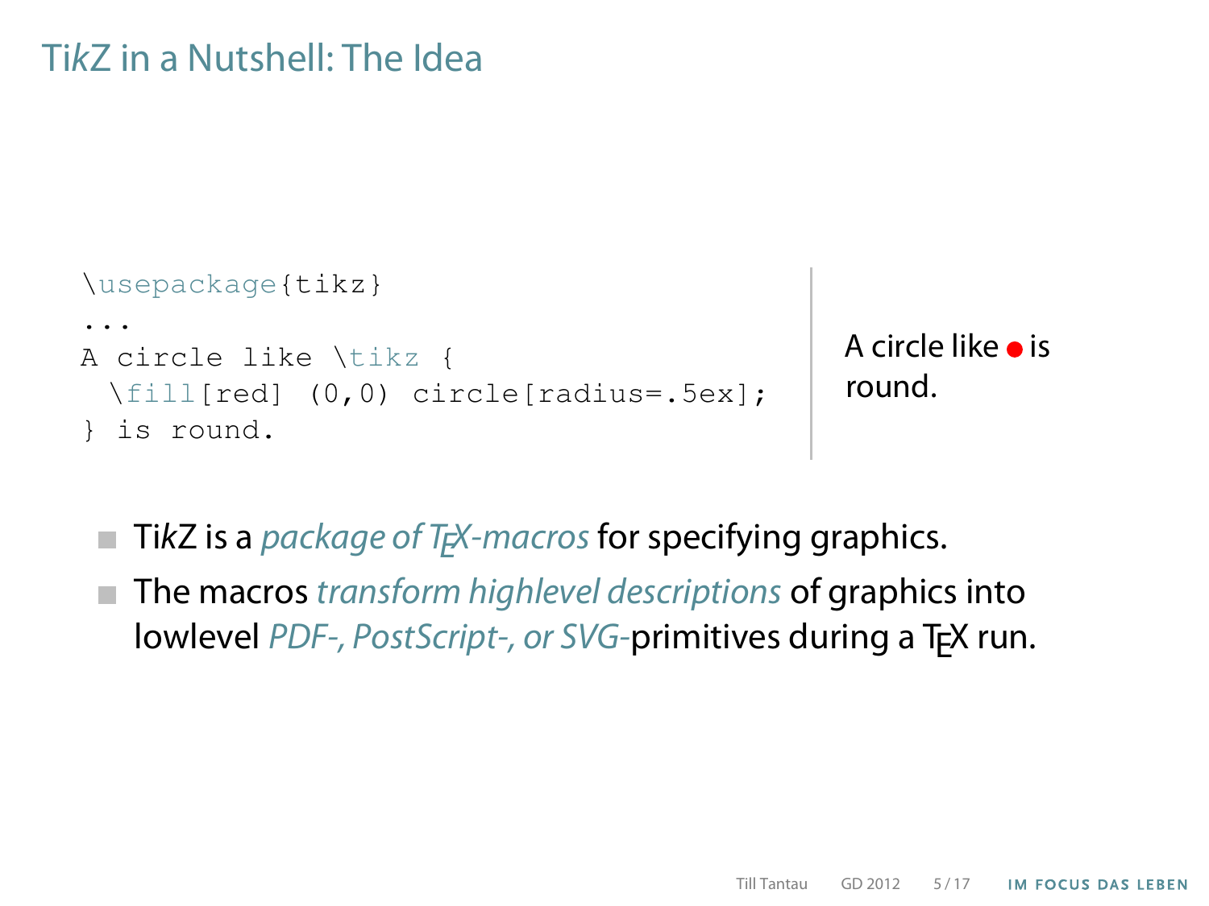# TikZ in a Nutshell: The Idea

```
\usepackage{tikz}
...
A circle like \tikz {
  \fill[red] (0,0) circle[radius=.5ex];
} is round.
```

A circle like ● is round.

- TikZ is a *package of TEX-macros* for specifying graphics.
- The macros *transform highlevel descriptions* of graphics into lowlevel *PDF-, PostScript-, or SVG-*primitives during a TEX run.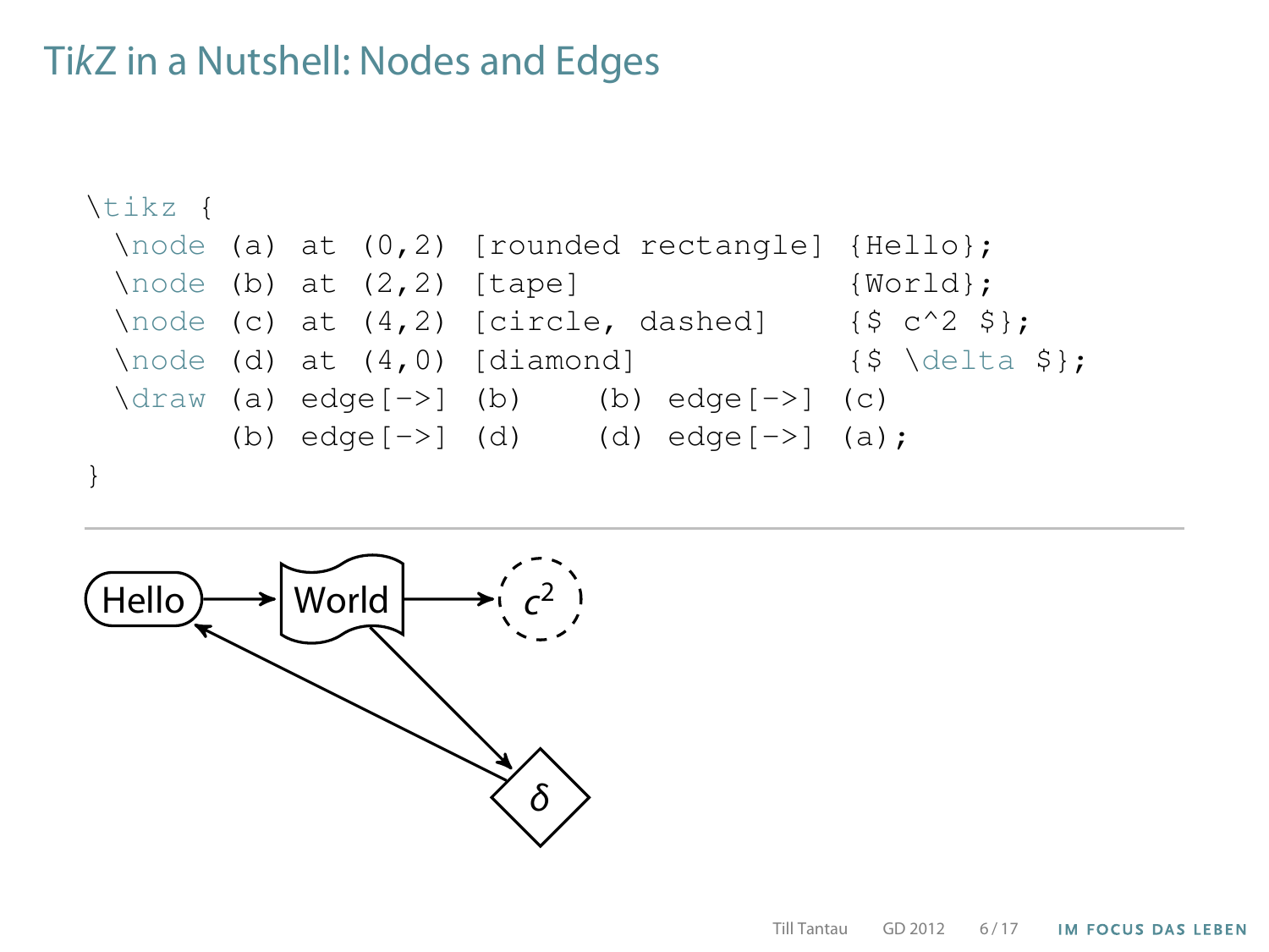# TikZ in a Nutshell: Nodes and Edges

```
\tikz {
  \node (a) at (0,2) [rounded rectangle] {Hello};
  \node (b) at (2,2) [tape]              {World};
  \node (c) at (4,2) [circle, dashed]    {$ c^2 $};
  \node (d) at (4,0) [diamond]           {$ \delta $};
  \draw (a) edge[->] (b)    (b) edge[->] (c)
        (b) edge[->] (d)    (d) edge[->] (a);
}
```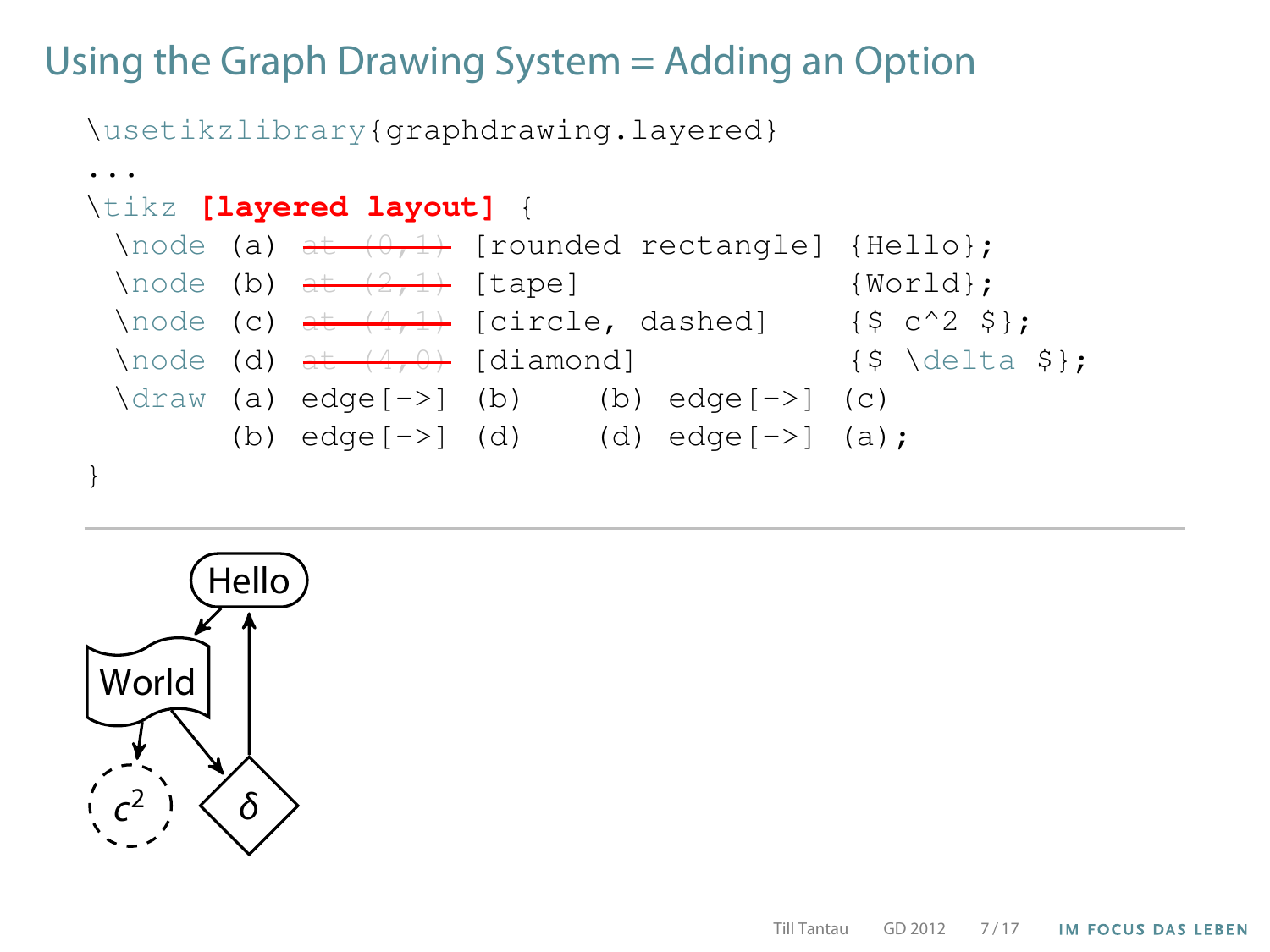# Using the Graph Drawing System = Adding an Option

```
\usetikzlibrary{graphdrawing.layered}
...
\tikz [layered layout] {
  \node (a) at (0,1) [rounded rectangle] {Hello};
  \node (b) at (2,1) [tape]              {World};
  \node (c) at (4,1) [circle, dashed]    {$ c^2 $};
  \node (d) at (4,0) [diamond]           {$ \delta $};
  \draw (a) edge[->] (b)    (b) edge[->] (c)
        (b) edge[->] (d)    (d) edge[->] (a);
}
```

(The `at (…)` coordinates are struck through in red.)

Hello, World, $c^2$, $\delta$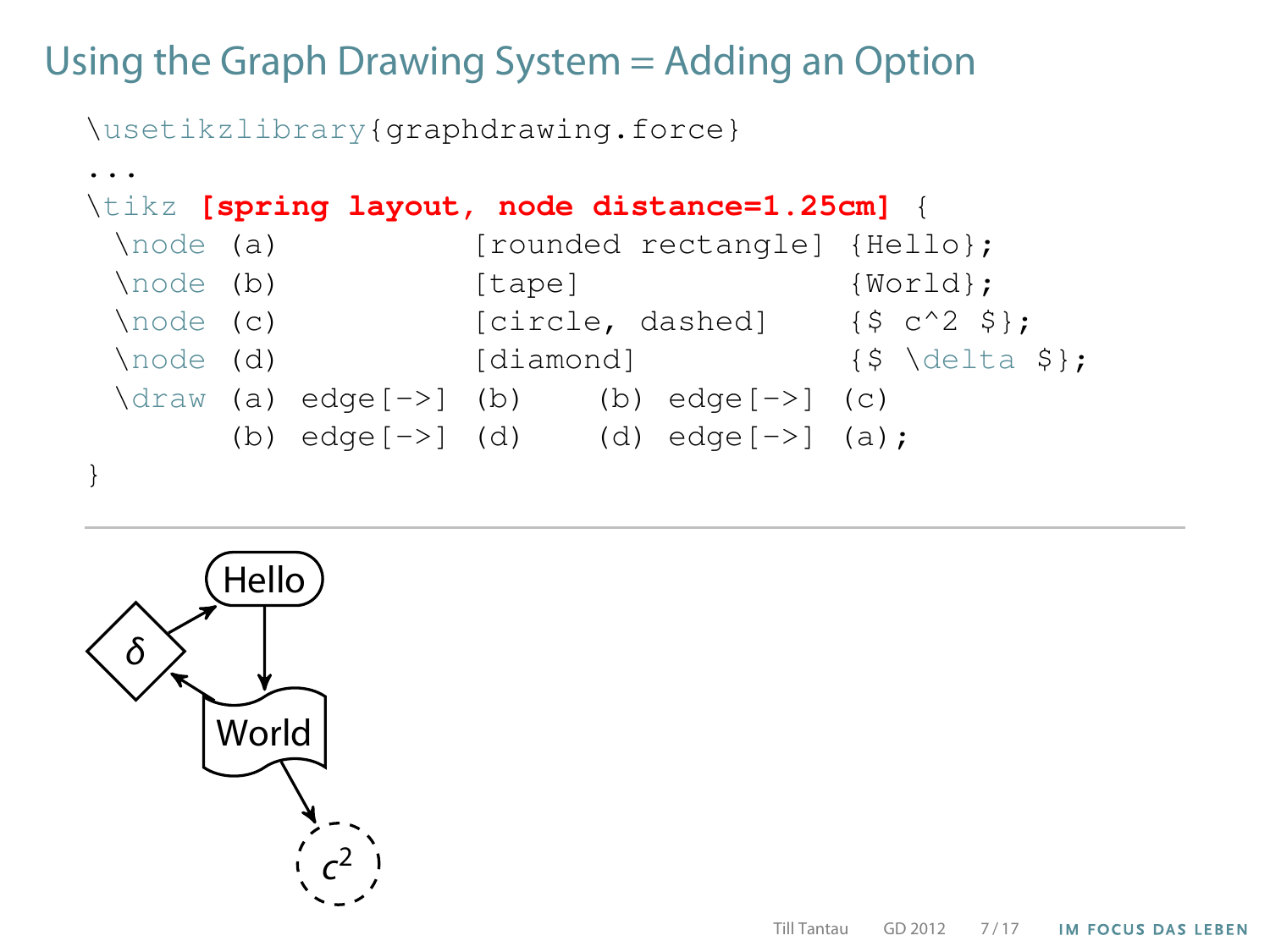# Using the Graph Drawing System = Adding an Option

```
\usetikzlibrary{graphdrawing.force}
...
\tikz [spring layout, node distance=1.25cm] {
  \node (a)          [rounded rectangle] {Hello};
  \node (b)          [tape]              {World};
  \node (c)          [circle, dashed]    {$ c^2 $};
  \node (d)          [diamond]           {$ \delta $};
  \draw (a) edge[->] (b)    (b) edge[->] (c)
        (b) edge[->] (d)    (d) edge[->] (a);
}
```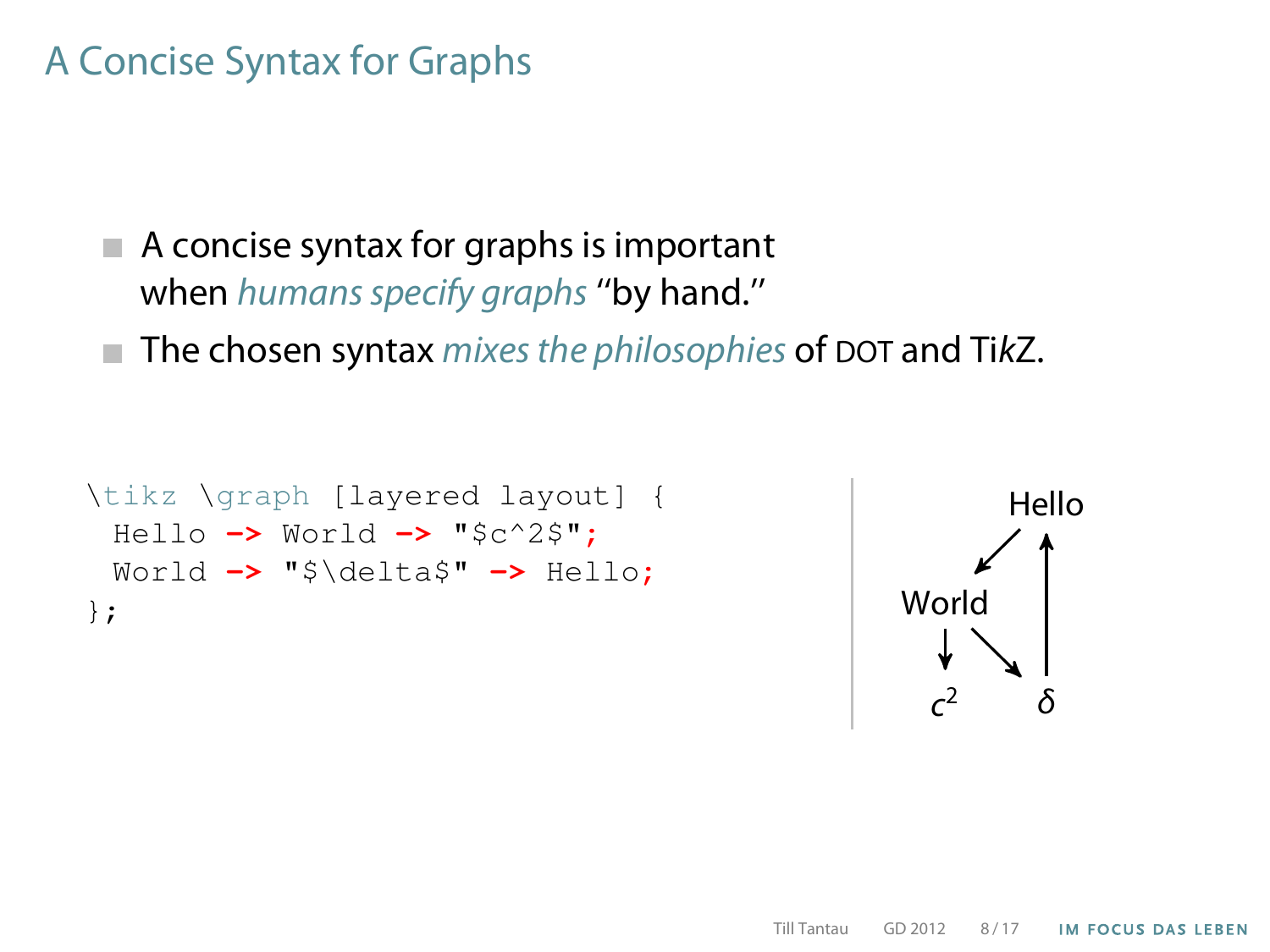# A Concise Syntax for Graphs

- A concise syntax for graphs is important when *humans specify graphs* "by hand."
- The chosen syntax *mixes the philosophies* of DOT and Ti*k*Z.

```
\tikz \graph [layered layout] {
  Hello -> World -> "$c^2$";
  World -> "$\delta$" -> Hello;
};
```

Hello

World

$c^2$ $\delta$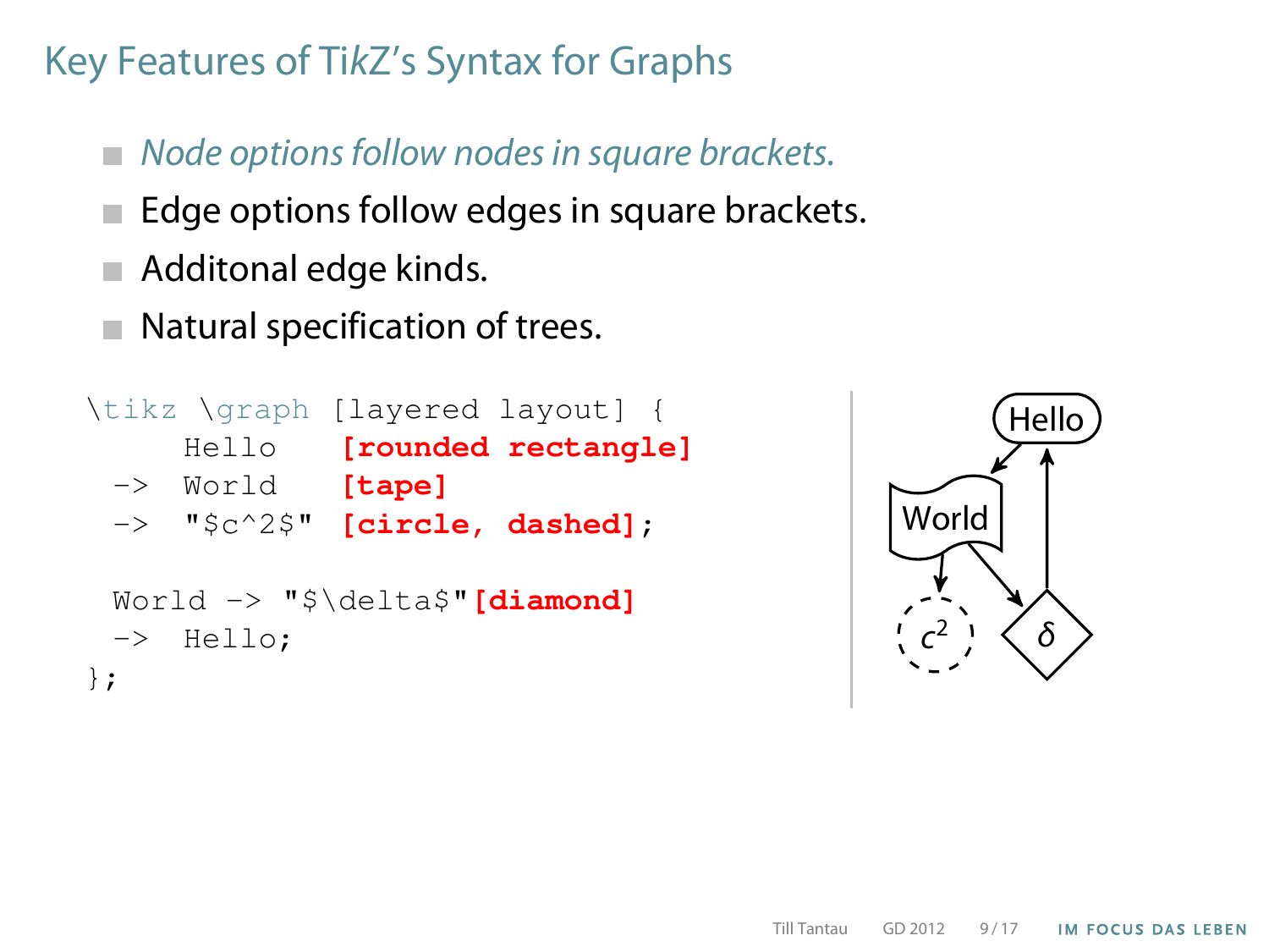# Key Features of TikZ's Syntax for Graphs

- *Node options follow nodes in square brackets.*
- Edge options follow edges in square brackets.
- Additonal edge kinds.
- Natural specification of trees.

```
\tikz \graph [layered layout] {
     Hello   [rounded rectangle]
  -> World   [tape]
  -> "$c^2$" [circle, dashed];

  World -> "$\delta$"[diamond]
  -> Hello;
};
```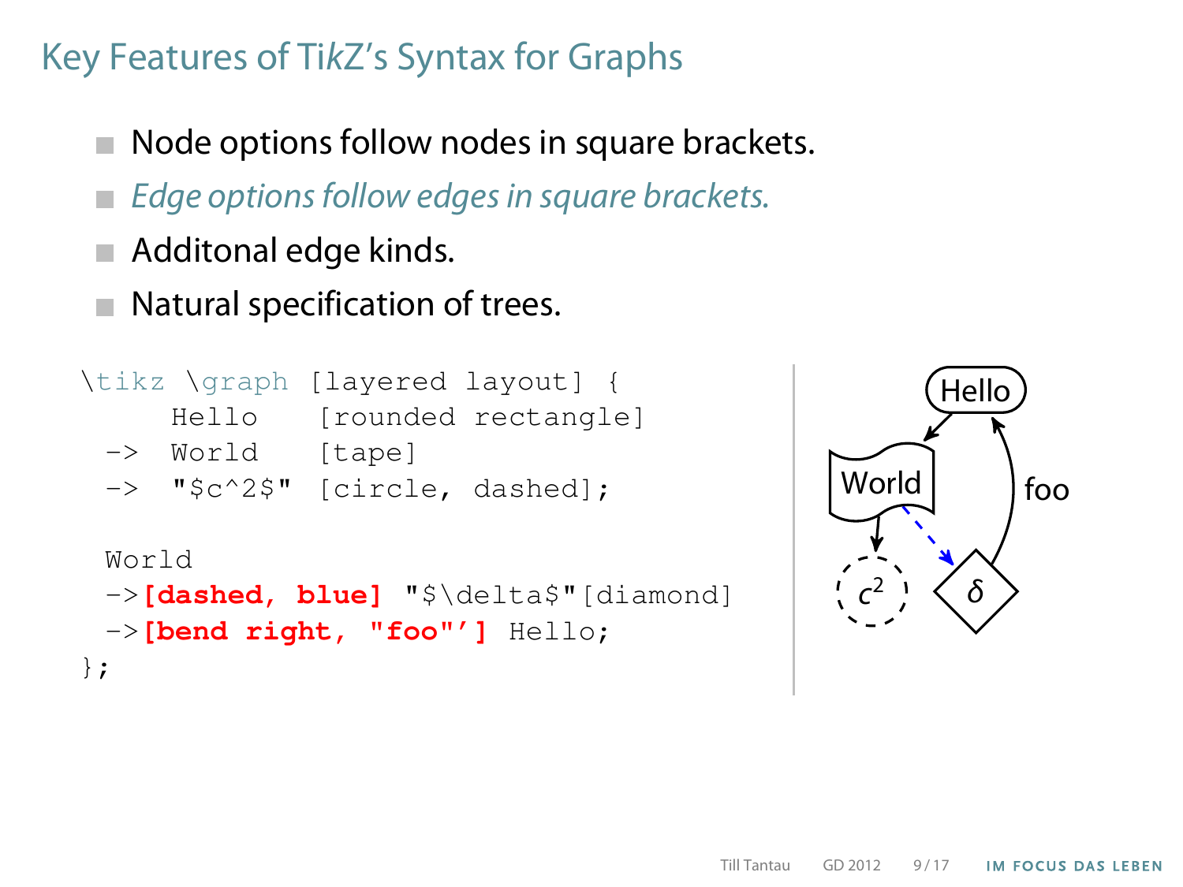# Key Features of TikZ's Syntax for Graphs

- Node options follow nodes in square brackets.
- *Edge options follow edges in square brackets.*
- Additonal edge kinds.
- Natural specification of trees.

```
\tikz \graph [layered layout] {
     Hello    [rounded rectangle]
  -> World    [tape]
  -> "$c^2$"  [circle, dashed];

  World
  ->[dashed, blue] "$\delta$"[diamond]
  ->[bend right, "foo"'] Hello;
};
```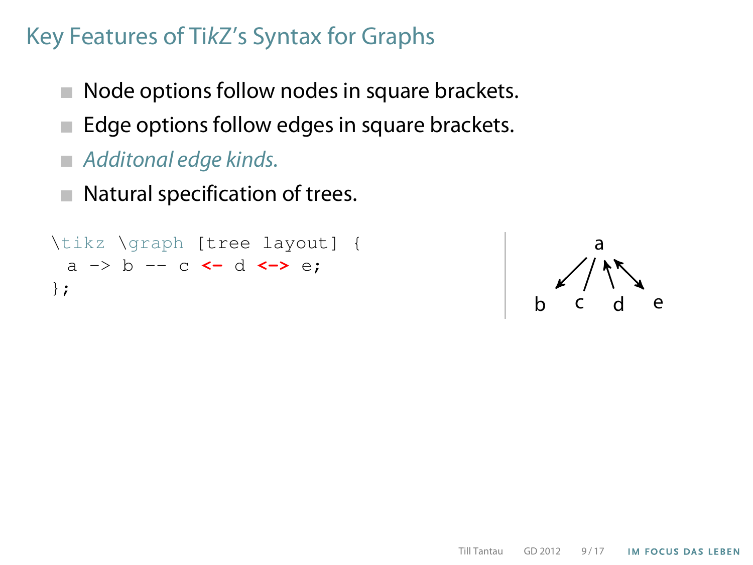# Key Features of TikZ's Syntax for Graphs

- Node options follow nodes in square brackets.
- Edge options follow edges in square brackets.
- *Additonal edge kinds.*
- Natural specification of trees.

```
\tikz \graph [tree layout] {
 a -> b -- c <- d <-> e;
};
```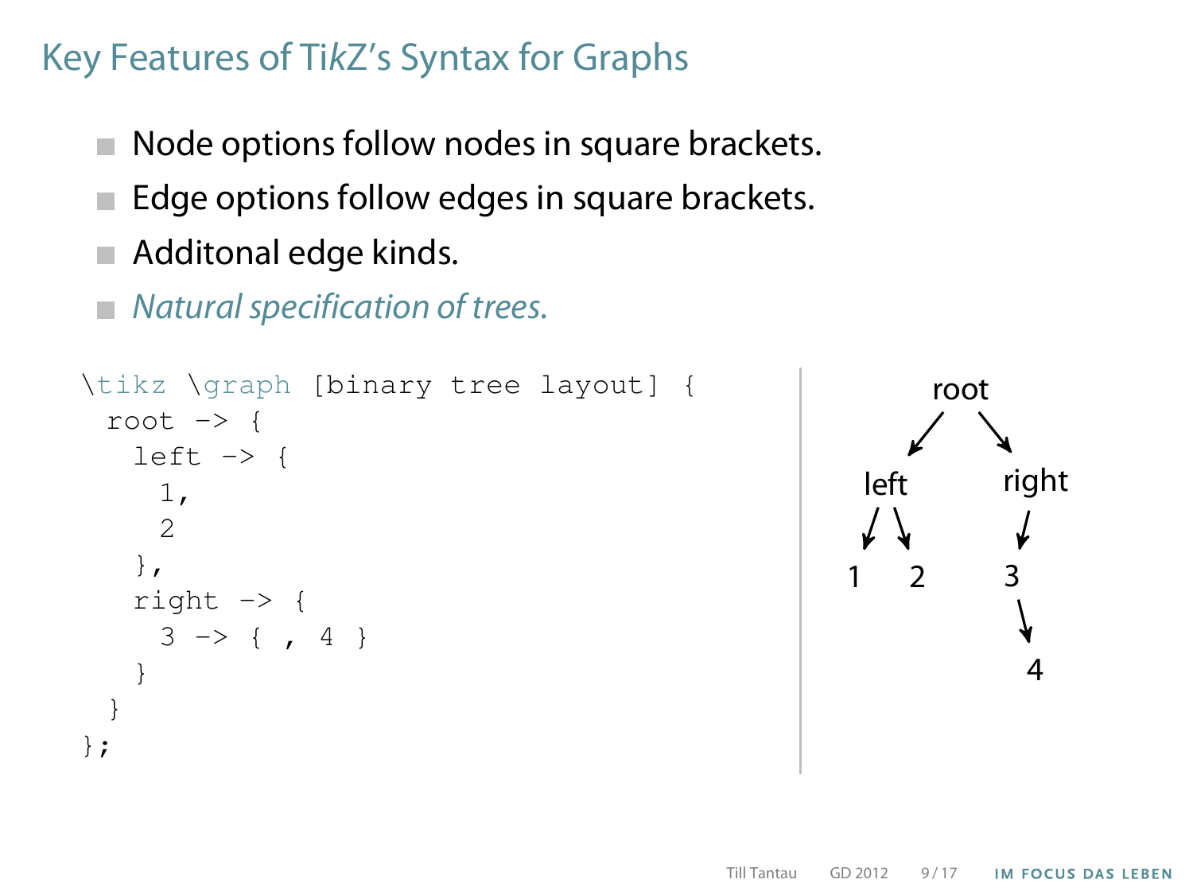# Key Features of TikZ's Syntax for Graphs

- Node options follow nodes in square brackets.
- Edge options follow edges in square brackets.
- Additonal edge kinds.
- *Natural specification of trees.*

```
\tikz \graph [binary tree layout] {
  root -> {
    left -> {
      1,
      2
    },
    right -> {
      3 -> { , 4 }
    }
  }
};
```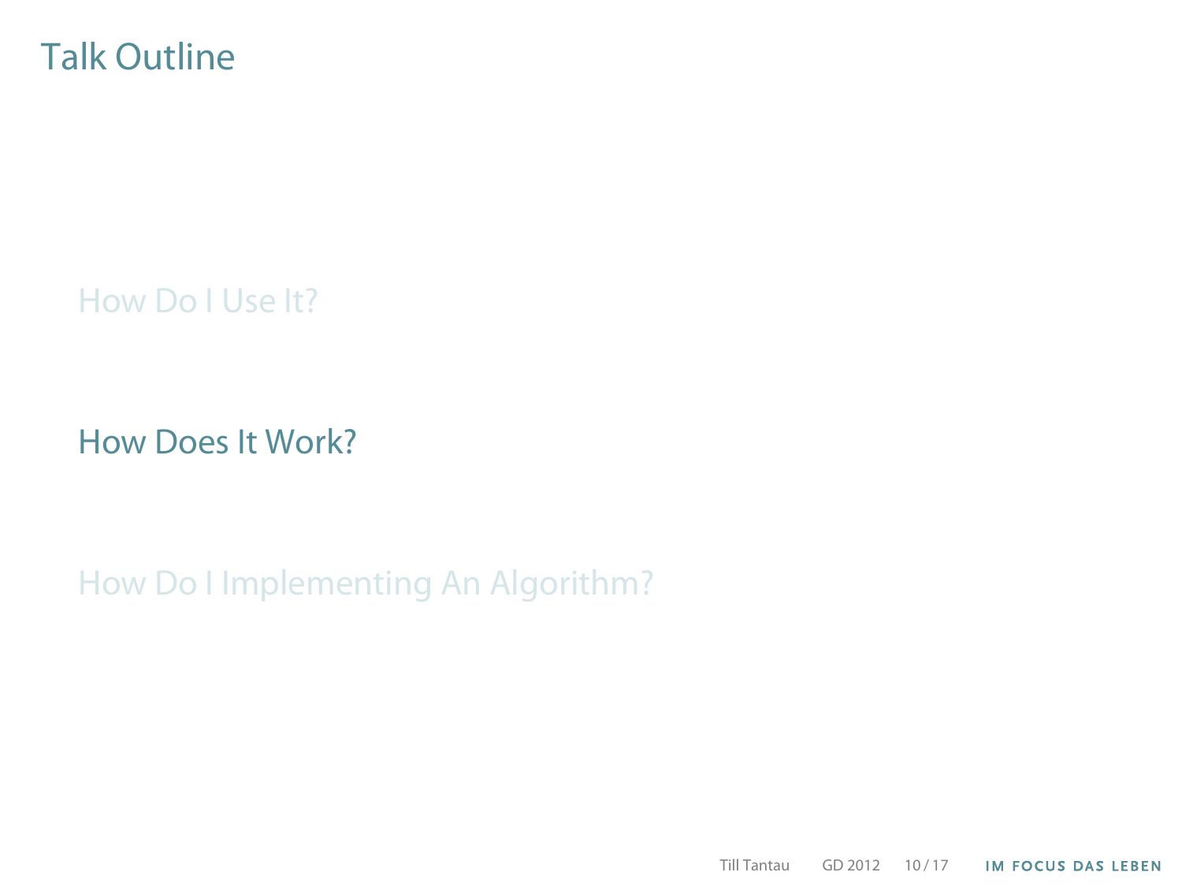# Talk Outline

How Do I Use It?

How Does It Work?

How Do I Implementing An Algorithm?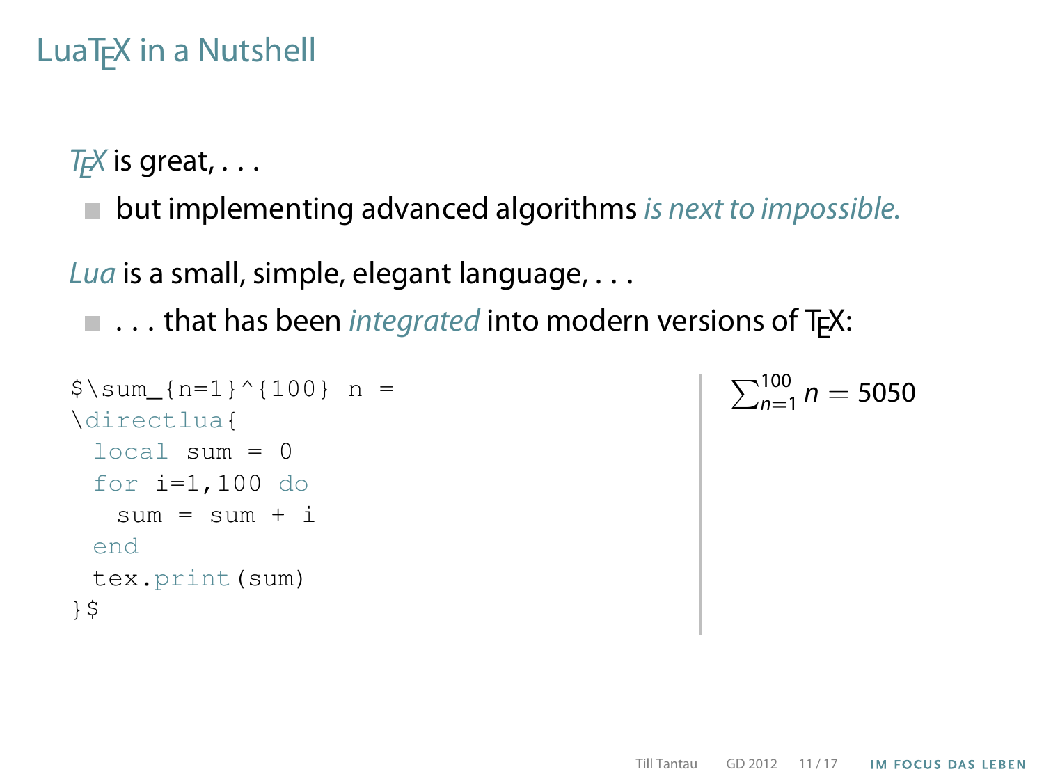# LuaTeX in a Nutshell

*TeX* is great, . . .

- but implementing advanced algorithms *is next to impossible.*

*Lua* is a small, simple, elegant language, . . .

- . . . that has been *integrated* into modern versions of TeX:

```
$\sum_{n=1}^{100} n =
\directlua{
 local sum = 0
 for i=1,100 do
   sum = sum + i
 end
 tex.print(sum)
}$
```

$\sum_{n=1}^{100} n = 5050$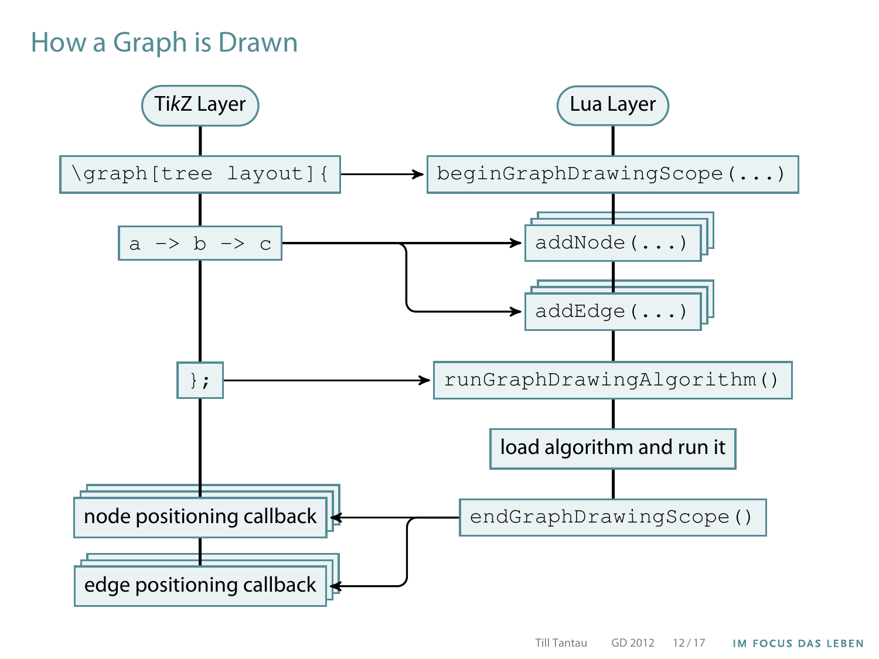# How a Graph is Drawn

TikZ Layer

```
\graph[tree layout]{
```

```
a -> b -> c
```

```
};
```

node positioning callback

edge positioning callback

Lua Layer

```
beginGraphDrawingScope(...)
```

```
addNode(...)
```

```
addEdge(...)
```

```
runGraphDrawingAlgorithm()
```

load algorithm and run it

```
endGraphDrawingScope()
```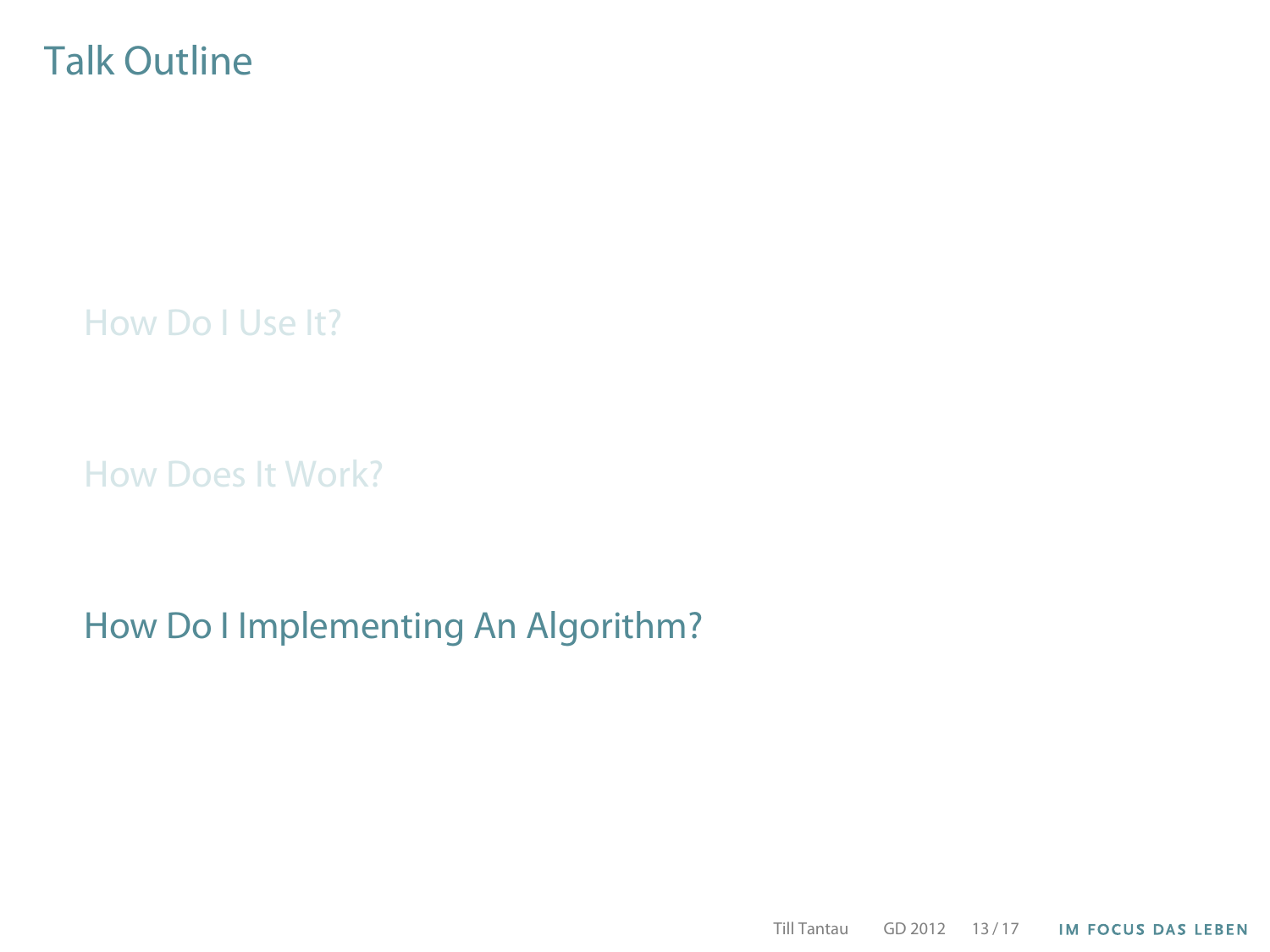# Talk Outline

How Do I Use It?

How Does It Work?

How Do I Implementing An Algorithm?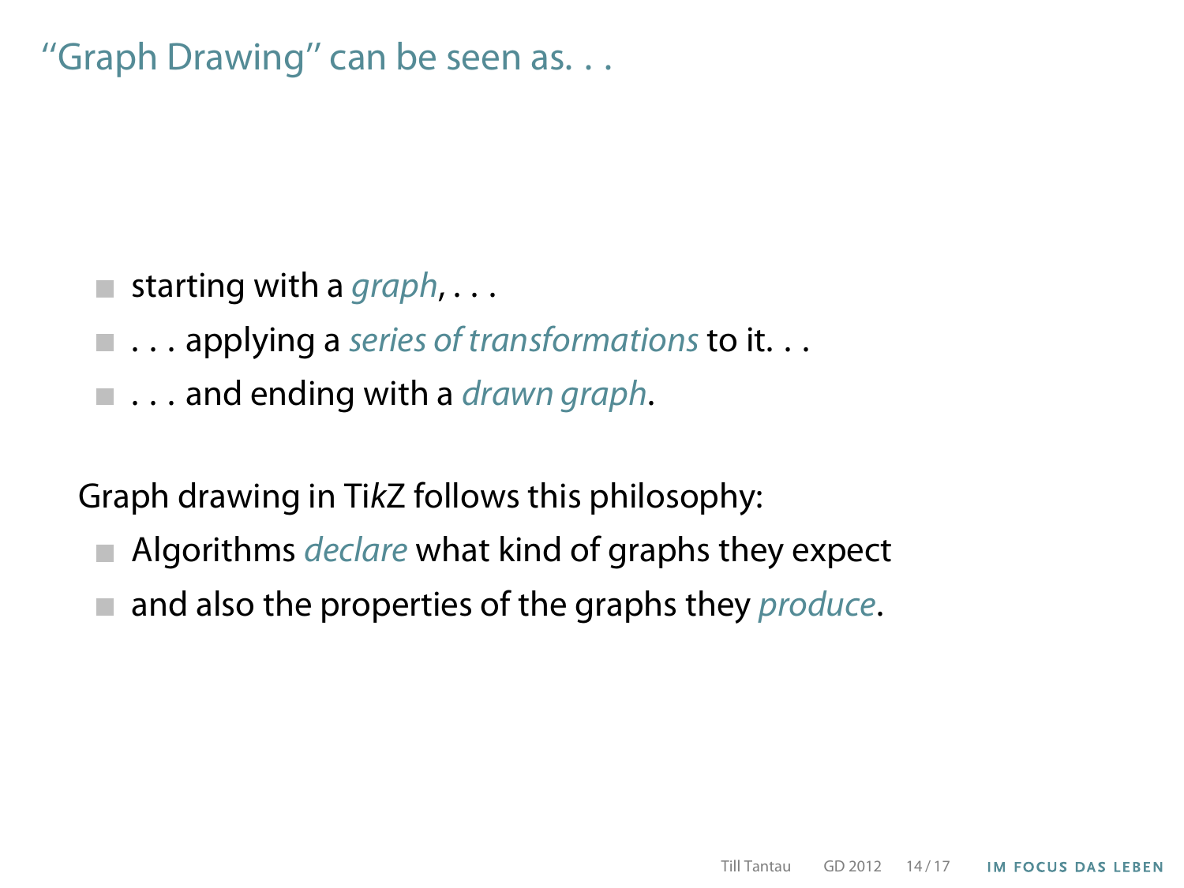# “Graph Drawing” can be seen as. . .

- starting with a *graph*, . . .
- . . . applying a *series of transformations* to it. . .
- . . . and ending with a *drawn graph*.

Graph drawing in Ti*k*Z follows this philosophy:

- Algorithms *declare* what kind of graphs they expect
- and also the properties of the graphs they *produce*.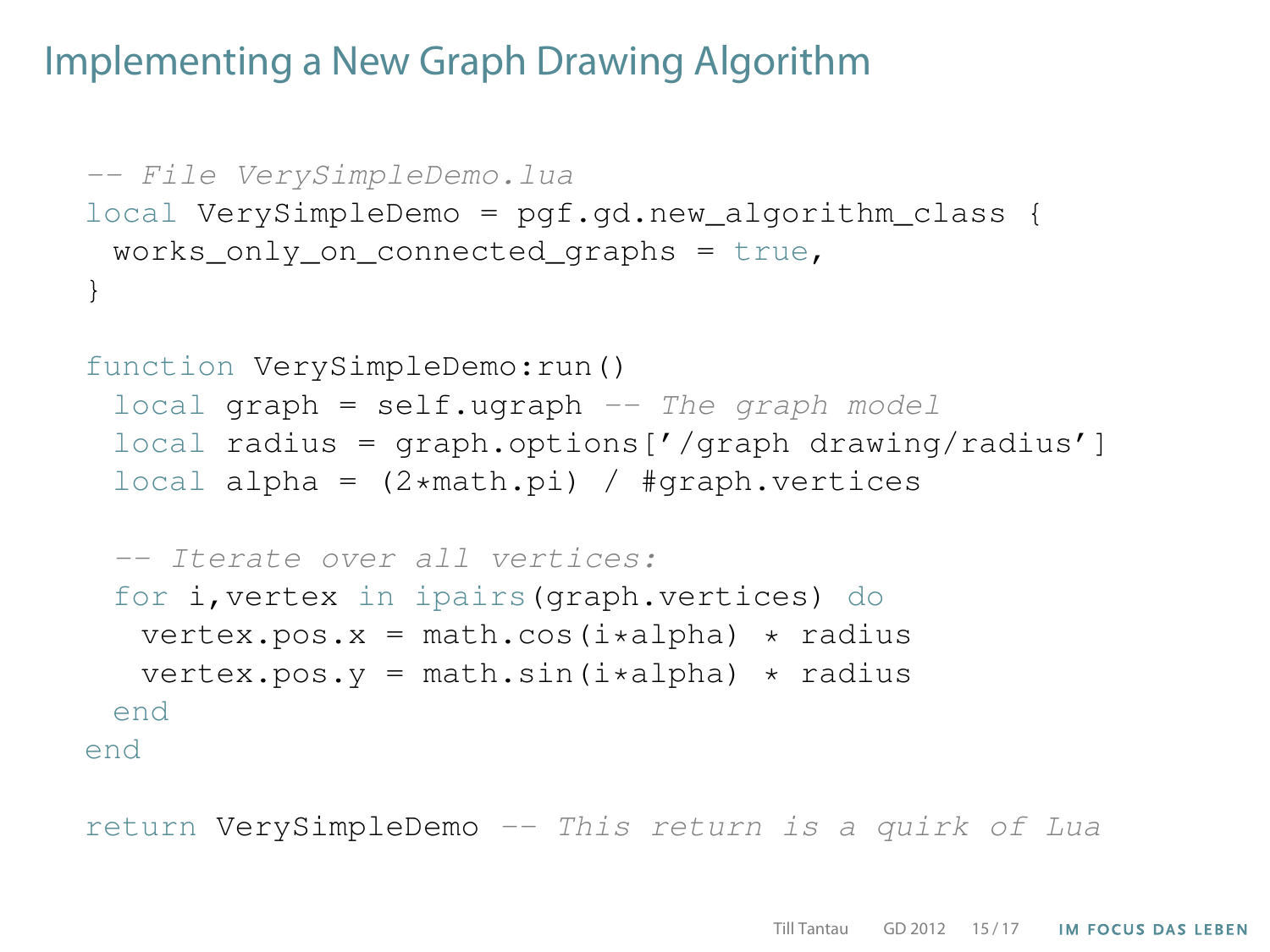# Implementing a New Graph Drawing Algorithm

```lua
-- File VerySimpleDemo.lua
local VerySimpleDemo = pgf.gd.new_algorithm_class {
 works_only_on_connected_graphs = true,
}

function VerySimpleDemo:run()
 local graph = self.ugraph -- The graph model
 local radius = graph.options['/graph drawing/radius']
 local alpha = (2*math.pi) / #graph.vertices

 -- Iterate over all vertices:
 for i,vertex in ipairs(graph.vertices) do
  vertex.pos.x = math.cos(i*alpha) * radius
  vertex.pos.y = math.sin(i*alpha) * radius
 end
end

return VerySimpleDemo -- This return is a quirk of Lua
```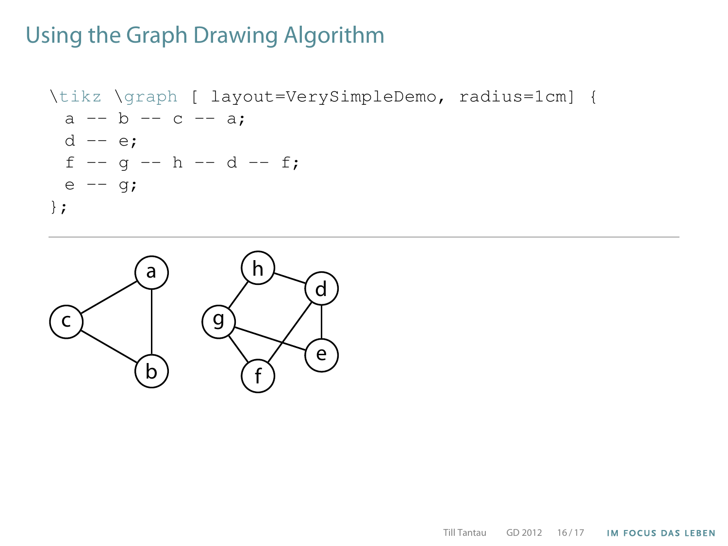# Using the Graph Drawing Algorithm

```
\tikz \graph [ layout=VerySimpleDemo, radius=1cm] {
  a -- b -- c -- a;
  d -- e;
  f -- g -- h -- d -- f;
  e -- g;
};
```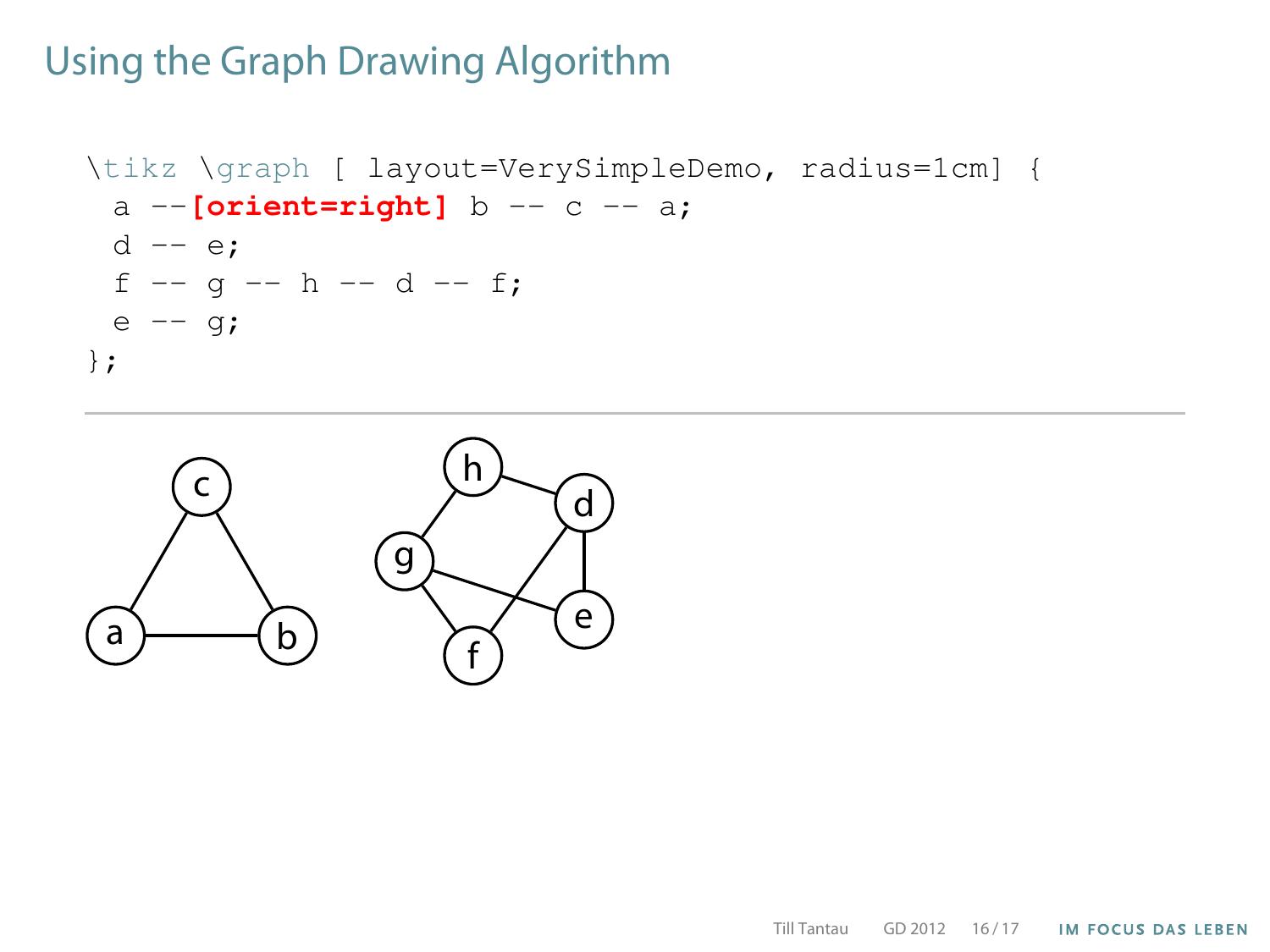# Using the Graph Drawing Algorithm

```
\tikz \graph [ layout=VerySimpleDemo, radius=1cm] {
  a --[orient=right] b -- c -- a;
  d -- e;
  f -- g -- h -- d -- f;
  e -- g;
};
```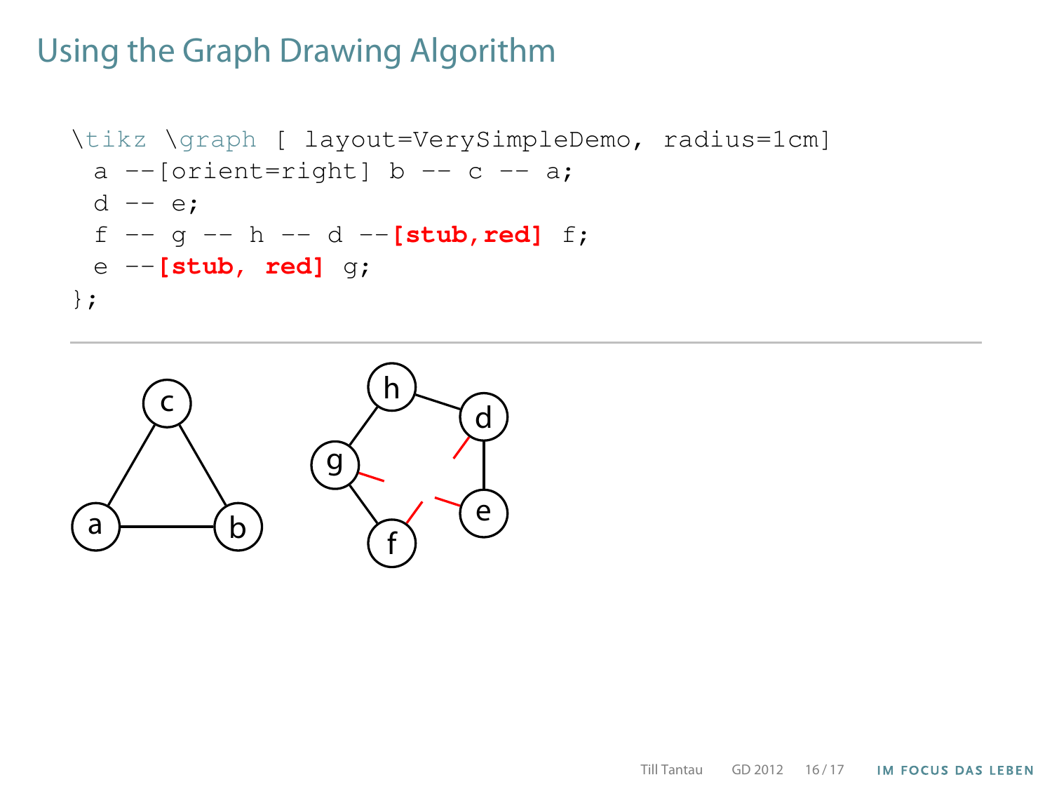# Using the Graph Drawing Algorithm

```
\tikz \graph [ layout=VerySimpleDemo, radius=1cm]
  a --[orient=right] b -- c -- a;
  d -- e;
  f -- g -- h -- d --[stub,red] f;
  e --[stub, red] g;
};
```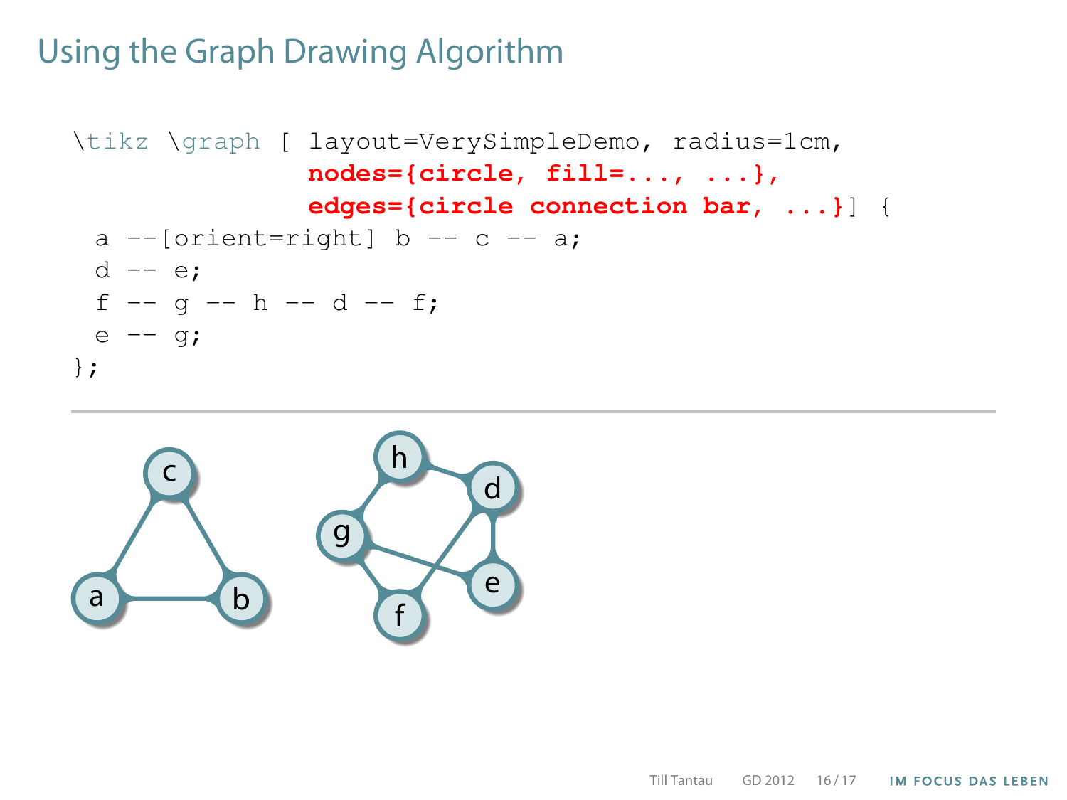# Using the Graph Drawing Algorithm

```
\tikz \graph [ layout=VerySimpleDemo, radius=1cm,
               nodes={circle, fill=..., ...},
               edges={circle connection bar, ...}] {
  a --[orient=right] b -- c -- a;
  d -- e;
  f -- g -- h -- d -- f;
  e -- g;
};
```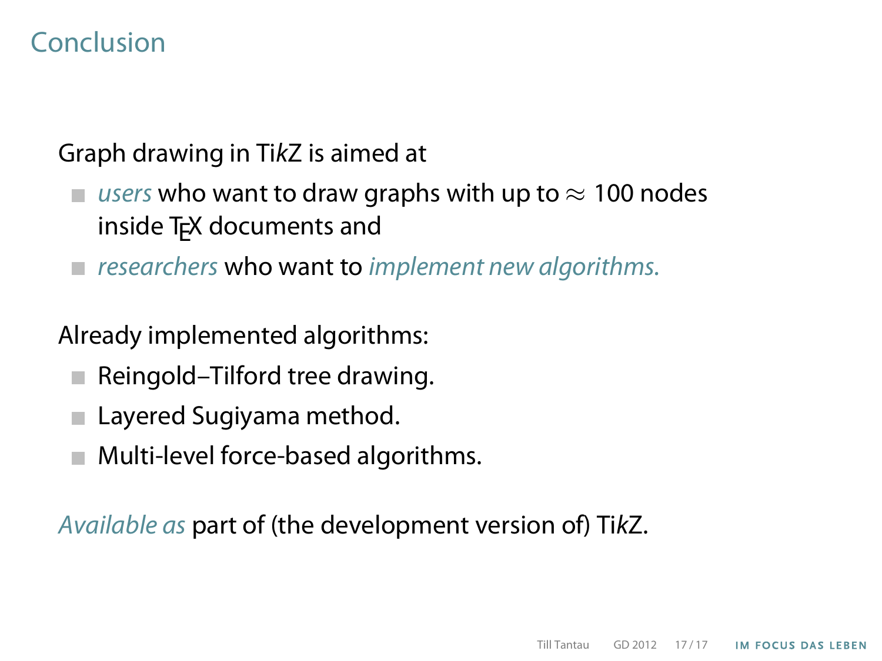# Conclusion

Graph drawing in Ti*k*Z is aimed at

- *users* who want to draw graphs with up to $\approx$ 100 nodes inside TEX documents and
- *researchers* who want to *implement new algorithms.*

Already implemented algorithms:

- Reingold–Tilford tree drawing.
- Layered Sugiyama method.
- Multi-level force-based algorithms.

*Available as* part of (the development version of) Ti*k*Z.